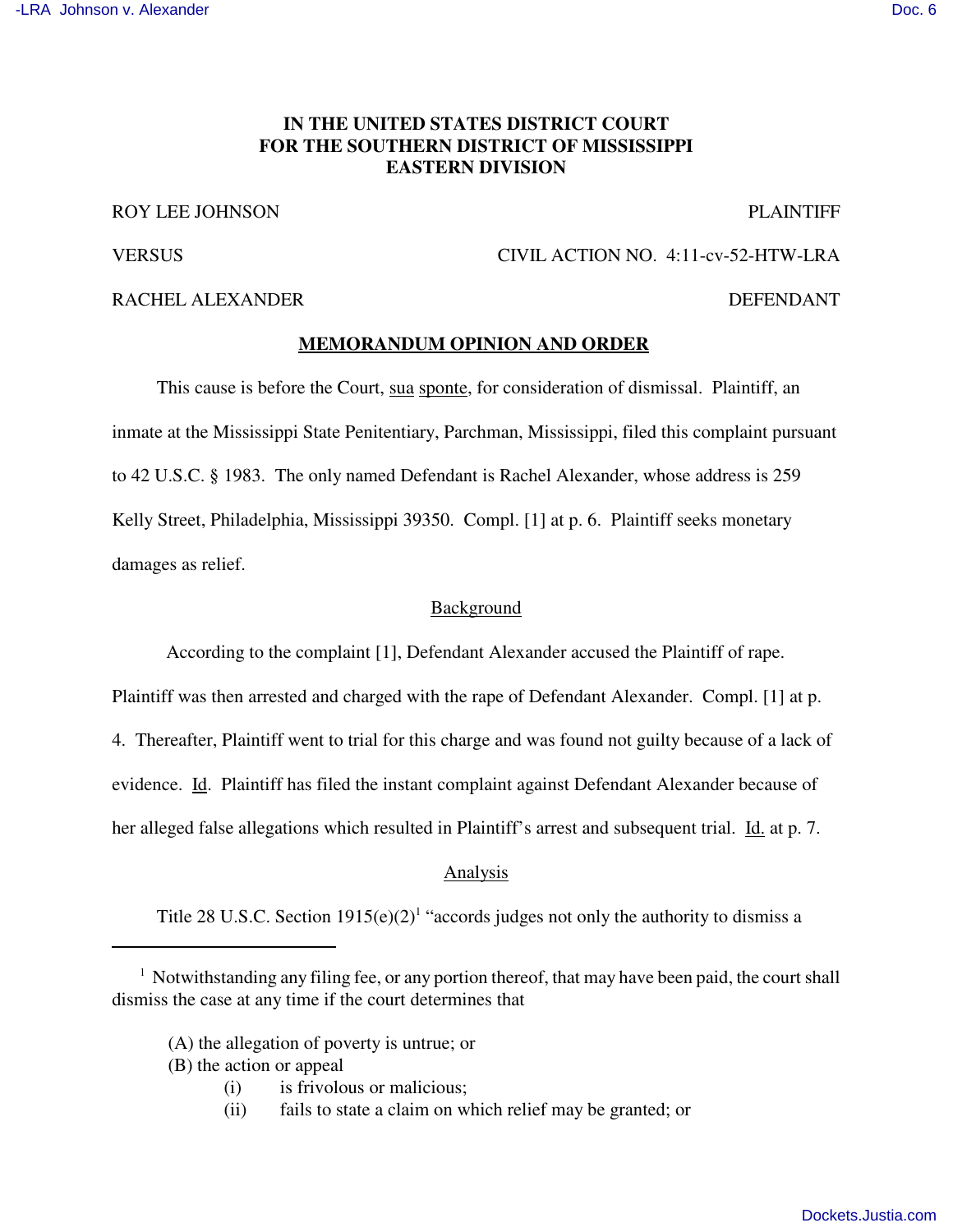**IN THE UNITED STATES DISTRICT COURT**
**FOR THE SOUTHERN DISTRICT OF MISSISSIPPI**
**EASTERN DIVISION**

ROY LEE JOHNSON — PLAINTIFF

VERSUS — CIVIL ACTION NO. 4:11-cv-52-HTW-LRA

RACHEL ALEXANDER — DEFENDANT

**MEMORANDUM OPINION AND ORDER**

This cause is before the Court, sua sponte, for consideration of dismissal. Plaintiff, an inmate at the Mississippi State Penitentiary, Parchman, Mississippi, filed this complaint pursuant to 42 U.S.C. § 1983. The only named Defendant is Rachel Alexander, whose address is 259 Kelly Street, Philadelphia, Mississippi 39350. Compl. [1] at p. 6. Plaintiff seeks monetary damages as relief.

Background

According to the complaint [1], Defendant Alexander accused the Plaintiff of rape. Plaintiff was then arrested and charged with the rape of Defendant Alexander. Compl. [1] at p. 4. Thereafter, Plaintiff went to trial for this charge and was found not guilty because of a lack of evidence. Id. Plaintiff has filed the instant complaint against Defendant Alexander because of her alleged false allegations which resulted in Plaintiff's arrest and subsequent trial. Id. at p. 7.

Analysis

Title 28 U.S.C. Section 1915(e)(2)[1] "accords judges not only the authority to dismiss a

---

[1] Notwithstanding any filing fee, or any portion thereof, that may have been paid, the court shall dismiss the case at any time if the court determines that

(A) the allegation of poverty is untrue; or
(B) the action or appeal
  (i) is frivolous or malicious;
  (ii) fails to state a claim on which relief may be granted; or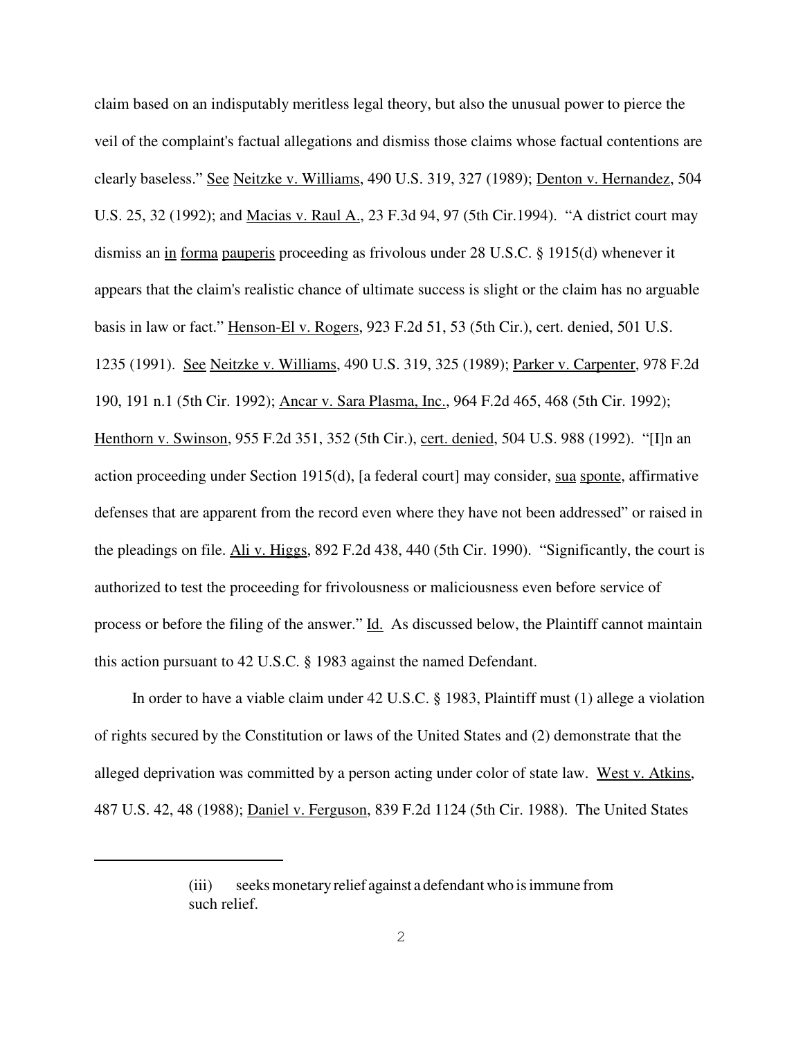claim based on an indisputably meritless legal theory, but also the unusual power to pierce the veil of the complaint's factual allegations and dismiss those claims whose factual contentions are clearly baseless." See Neitzke v. Williams, 490 U.S. 319, 327 (1989); Denton v. Hernandez, 504 U.S. 25, 32 (1992); and Macias v. Raul A., 23 F.3d 94, 97 (5th Cir.1994). "A district court may dismiss an in forma pauperis proceeding as frivolous under 28 U.S.C. § 1915(d) whenever it appears that the claim's realistic chance of ultimate success is slight or the claim has no arguable basis in law or fact." Henson-El v. Rogers, 923 F.2d 51, 53 (5th Cir.), cert. denied, 501 U.S. 1235 (1991). See Neitzke v. Williams, 490 U.S. 319, 325 (1989); Parker v. Carpenter, 978 F.2d 190, 191 n.1 (5th Cir. 1992); Ancar v. Sara Plasma, Inc., 964 F.2d 465, 468 (5th Cir. 1992); Henthorn v. Swinson, 955 F.2d 351, 352 (5th Cir.), cert. denied, 504 U.S. 988 (1992). "[I]n an action proceeding under Section 1915(d), [a federal court] may consider, sua sponte, affirmative defenses that are apparent from the record even where they have not been addressed" or raised in the pleadings on file. Ali v. Higgs, 892 F.2d 438, 440 (5th Cir. 1990). "Significantly, the court is authorized to test the proceeding for frivolousness or maliciousness even before service of process or before the filing of the answer." Id. As discussed below, the Plaintiff cannot maintain this action pursuant to 42 U.S.C. § 1983 against the named Defendant.

In order to have a viable claim under 42 U.S.C. § 1983, Plaintiff must (1) allege a violation of rights secured by the Constitution or laws of the United States and (2) demonstrate that the alleged deprivation was committed by a person acting under color of state law. West v. Atkins, 487 U.S. 42, 48 (1988); Daniel v. Ferguson, 839 F.2d 1124 (5th Cir. 1988). The United States

---

(iii) seeks monetary relief against a defendant who is immune from such relief.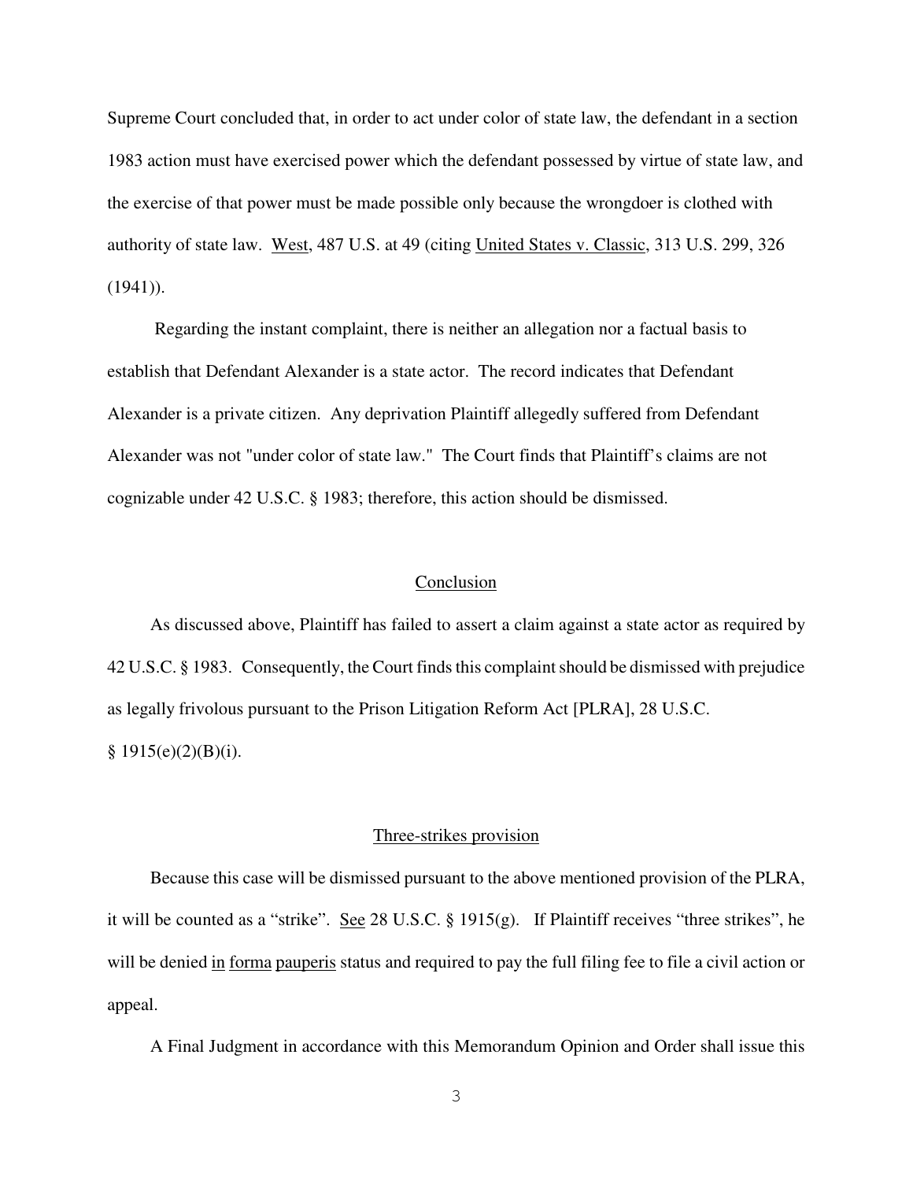Supreme Court concluded that, in order to act under color of state law, the defendant in a section 1983 action must have exercised power which the defendant possessed by virtue of state law, and the exercise of that power must be made possible only because the wrongdoer is clothed with authority of state law. West, 487 U.S. at 49 (citing United States v. Classic, 313 U.S. 299, 326 (1941)).

Regarding the instant complaint, there is neither an allegation nor a factual basis to establish that Defendant Alexander is a state actor. The record indicates that Defendant Alexander is a private citizen. Any deprivation Plaintiff allegedly suffered from Defendant Alexander was not "under color of state law." The Court finds that Plaintiff's claims are not cognizable under 42 U.S.C. § 1983; therefore, this action should be dismissed.

## Conclusion

As discussed above, Plaintiff has failed to assert a claim against a state actor as required by 42 U.S.C. § 1983. Consequently, the Court finds this complaint should be dismissed with prejudice as legally frivolous pursuant to the Prison Litigation Reform Act [PLRA], 28 U.S.C. § 1915(e)(2)(B)(i).

## Three-strikes provision

Because this case will be dismissed pursuant to the above mentioned provision of the PLRA, it will be counted as a "strike". See 28 U.S.C. § 1915(g). If Plaintiff receives "three strikes", he will be denied in forma pauperis status and required to pay the full filing fee to file a civil action or appeal.

A Final Judgment in accordance with this Memorandum Opinion and Order shall issue this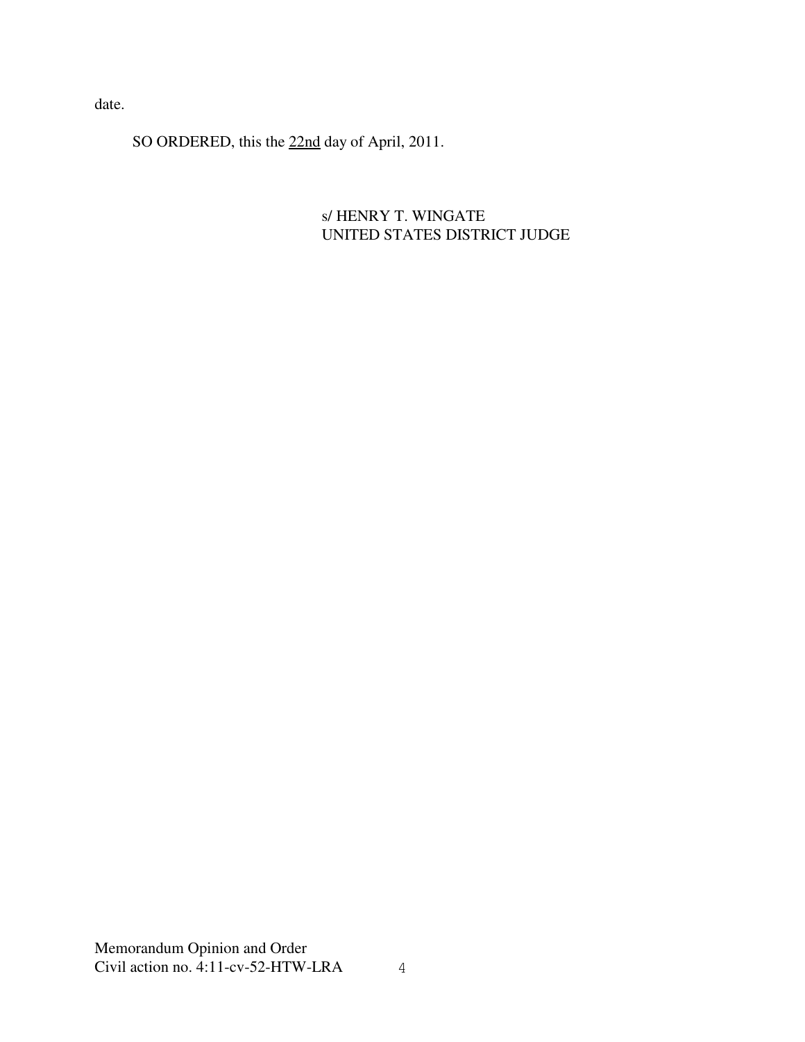date.

SO ORDERED, this the 22nd day of April, 2011.

s/ HENRY T. WINGATE
UNITED STATES DISTRICT JUDGE